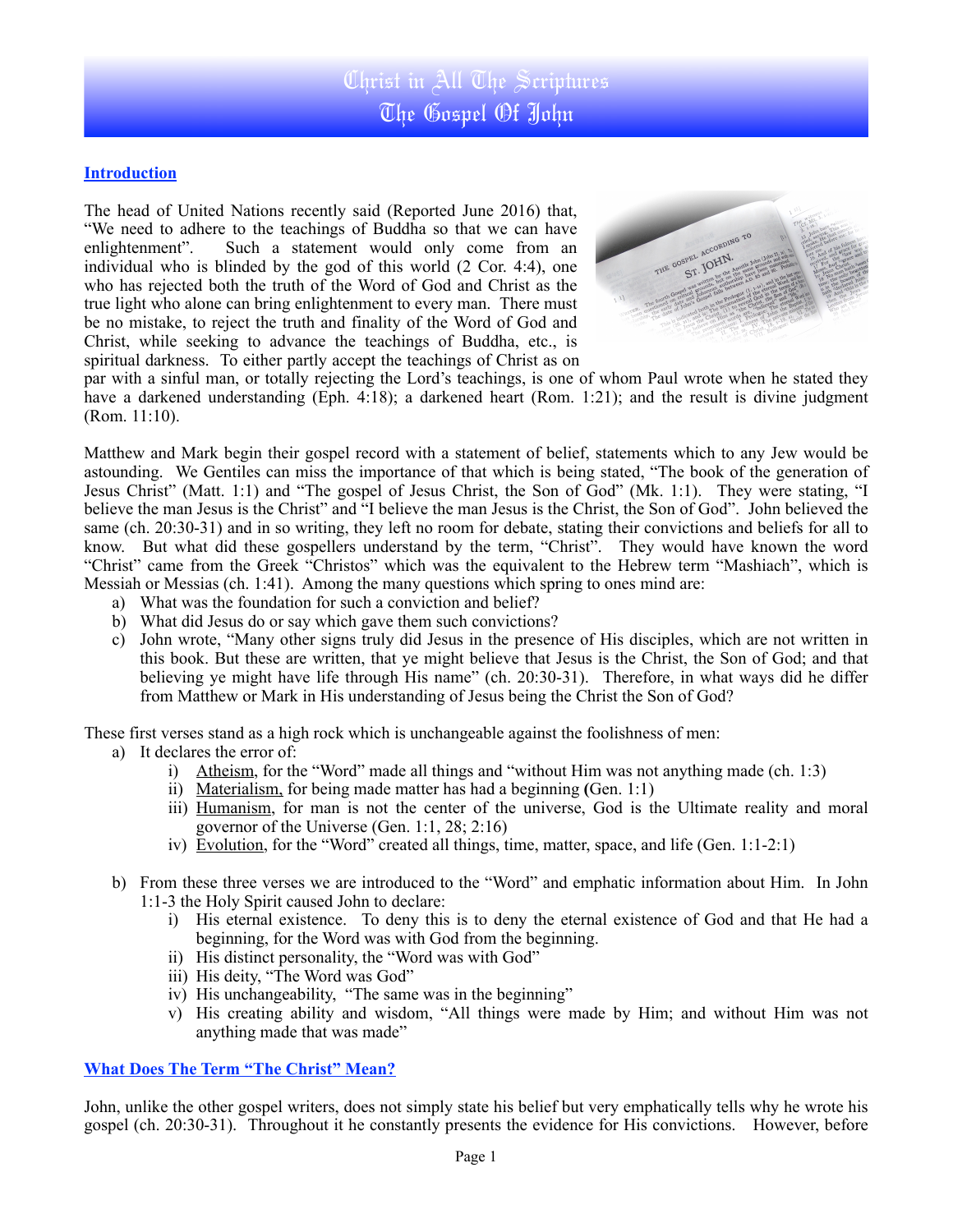# Christ in All The Scriptures
# The Gospel Of John

## Introduction

The head of United Nations recently said (Reported June 2016) that, "We need to adhere to the teachings of Buddha so that we can have enlightenment". Such a statement would only come from an individual who is blinded by the god of this world (2 Cor. 4:4), one who has rejected both the truth of the Word of God and Christ as the true light who alone can bring enlightenment to every man. There must be no mistake, to reject the truth and finality of the Word of God and Christ, while seeking to advance the teachings of Buddha, etc., is spiritual darkness. To either partly accept the teachings of Christ as on par with a sinful man, or totally rejecting the Lord's teachings, is one of whom Paul wrote when he stated they have a darkened understanding (Eph. 4:18); a darkened heart (Rom. 1:21); and the result is divine judgment (Rom. 11:10).

Matthew and Mark begin their gospel record with a statement of belief, statements which to any Jew would be astounding. We Gentiles can miss the importance of that which is being stated, "The book of the generation of Jesus Christ" (Matt. 1:1) and "The gospel of Jesus Christ, the Son of God" (Mk. 1:1). They were stating, "I believe the man Jesus is the Christ" and "I believe the man Jesus is the Christ, the Son of God". John believed the same (ch. 20:30-31) and in so writing, they left no room for debate, stating their convictions and beliefs for all to know. But what did these gospellers understand by the term, "Christ". They would have known the word "Christ" came from the Greek "Christos" which was the equivalent to the Hebrew term "Mashiach", which is Messiah or Messias (ch. 1:41). Among the many questions which spring to ones mind are:

a) What was the foundation for such a conviction and belief?
b) What did Jesus do or say which gave them such convictions?
c) John wrote, "Many other signs truly did Jesus in the presence of His disciples, which are not written in this book. But these are written, that ye might believe that Jesus is the Christ, the Son of God; and that believing ye might have life through His name" (ch. 20:30-31). Therefore, in what ways did he differ from Matthew or Mark in His understanding of Jesus being the Christ the Son of God?

These first verses stand as a high rock which is unchangeable against the foolishness of men:

a) It declares the error of:
   i) Atheism, for the "Word" made all things and "without Him was not anything made (ch. 1:3)
   ii) Materialism, for being made matter has had a beginning (Gen. 1:1)
   iii) Humanism, for man is not the center of the universe, God is the Ultimate reality and moral governor of the Universe (Gen. 1:1, 28; 2:16)
   iv) Evolution, for the "Word" created all things, time, matter, space, and life (Gen. 1:1-2:1)

b) From these three verses we are introduced to the "Word" and emphatic information about Him. In John 1:1-3 the Holy Spirit caused John to declare:
   i) His eternal existence. To deny this is to deny the eternal existence of God and that He had a beginning, for the Word was with God from the beginning.
   ii) His distinct personality, the "Word was with God"
   iii) His deity, "The Word was God"
   iv) His unchangeability, "The same was in the beginning"
   v) His creating ability and wisdom, "All things were made by Him; and without Him was not anything made that was made"

## What Does The Term "The Christ" Mean?

John, unlike the other gospel writers, does not simply state his belief but very emphatically tells why he wrote his gospel (ch. 20:30-31). Throughout it he constantly presents the evidence for His convictions. However, before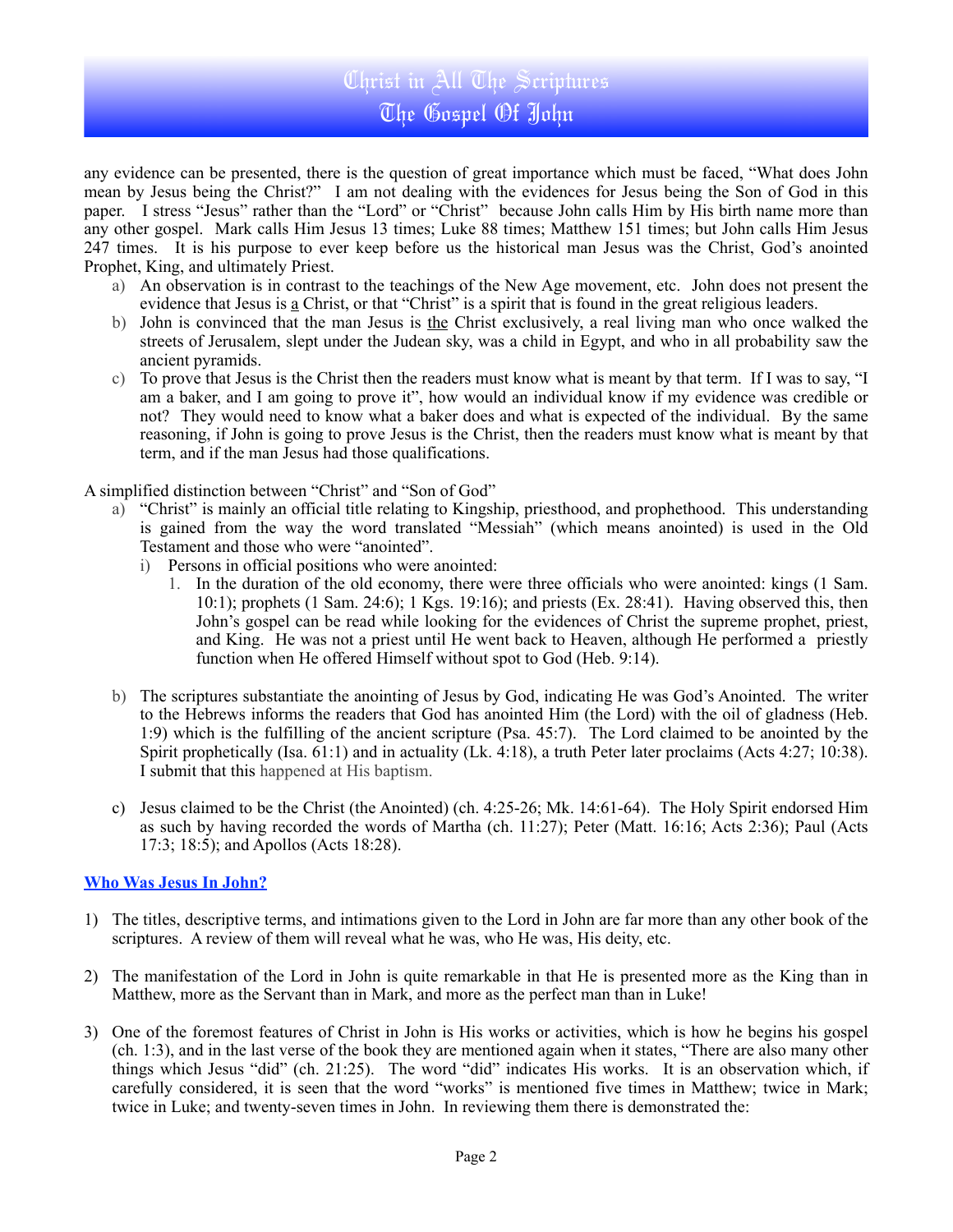any evidence can be presented, there is the question of great importance which must be faced, "What does John mean by Jesus being the Christ?" I am not dealing with the evidences for Jesus being the Son of God in this paper. I stress "Jesus" rather than the "Lord" or "Christ" because John calls Him by His birth name more than any other gospel. Mark calls Him Jesus 13 times; Luke 88 times; Matthew 151 times; but John calls Him Jesus 247 times. It is his purpose to ever keep before us the historical man Jesus was the Christ, God's anointed Prophet, King, and ultimately Priest.

a) An observation is in contrast to the teachings of the New Age movement, etc. John does not present the evidence that Jesus is <u>a</u> Christ, or that "Christ" is a spirit that is found in the great religious leaders.
b) John is convinced that the man Jesus is <u>the</u> Christ exclusively, a real living man who once walked the streets of Jerusalem, slept under the Judean sky, was a child in Egypt, and who in all probability saw the ancient pyramids.
c) To prove that Jesus is the Christ then the readers must know what is meant by that term. If I was to say, "I am a baker, and I am going to prove it", how would an individual know if my evidence was credible or not? They would need to know what a baker does and what is expected of the individual. By the same reasoning, if John is going to prove Jesus is the Christ, then the readers must know what is meant by that term, and if the man Jesus had those qualifications.

A simplified distinction between "Christ" and "Son of God"

a) "Christ" is mainly an official title relating to Kingship, priesthood, and prophethood. This understanding is gained from the way the word translated "Messiah" (which means anointed) is used in the Old Testament and those who were "anointed".
   i) Persons in official positions who were anointed:
      1. In the duration of the old economy, there were three officials who were anointed: kings (1 Sam. 10:1); prophets (1 Sam. 24:6); 1 Kgs. 19:16); and priests (Ex. 28:41). Having observed this, then John's gospel can be read while looking for the evidences of Christ the supreme prophet, priest, and King. He was not a priest until He went back to Heaven, although He performed a priestly function when He offered Himself without spot to God (Heb. 9:14).

b) The scriptures substantiate the anointing of Jesus by God, indicating He was God's Anointed. The writer to the Hebrews informs the readers that God has anointed Him (the Lord) with the oil of gladness (Heb. 1:9) which is the fulfilling of the ancient scripture (Psa. 45:7). The Lord claimed to be anointed by the Spirit prophetically (Isa. 61:1) and in actuality (Lk. 4:18), a truth Peter later proclaims (Acts 4:27; 10:38). I submit that this happened at His baptism.

c) Jesus claimed to be the Christ (the Anointed) (ch. 4:25-26; Mk. 14:61-64). The Holy Spirit endorsed Him as such by having recorded the words of Martha (ch. 11:27); Peter (Matt. 16:16; Acts 2:36); Paul (Acts 17:3; 18:5); and Apollos (Acts 18:28).

## <u>**Who Was Jesus In John?**</u>

1) The titles, descriptive terms, and intimations given to the Lord in John are far more than any other book of the scriptures. A review of them will reveal what he was, who He was, His deity, etc.

2) The manifestation of the Lord in John is quite remarkable in that He is presented more as the King than in Matthew, more as the Servant than in Mark, and more as the perfect man than in Luke!

3) One of the foremost features of Christ in John is His works or activities, which is how he begins his gospel (ch. 1:3), and in the last verse of the book they are mentioned again when it states, "There are also many other things which Jesus "did" (ch. 21:25). The word "did" indicates His works. It is an observation which, if carefully considered, it is seen that the word "works" is mentioned five times in Matthew; twice in Mark; twice in Luke; and twenty-seven times in John. In reviewing them there is demonstrated the: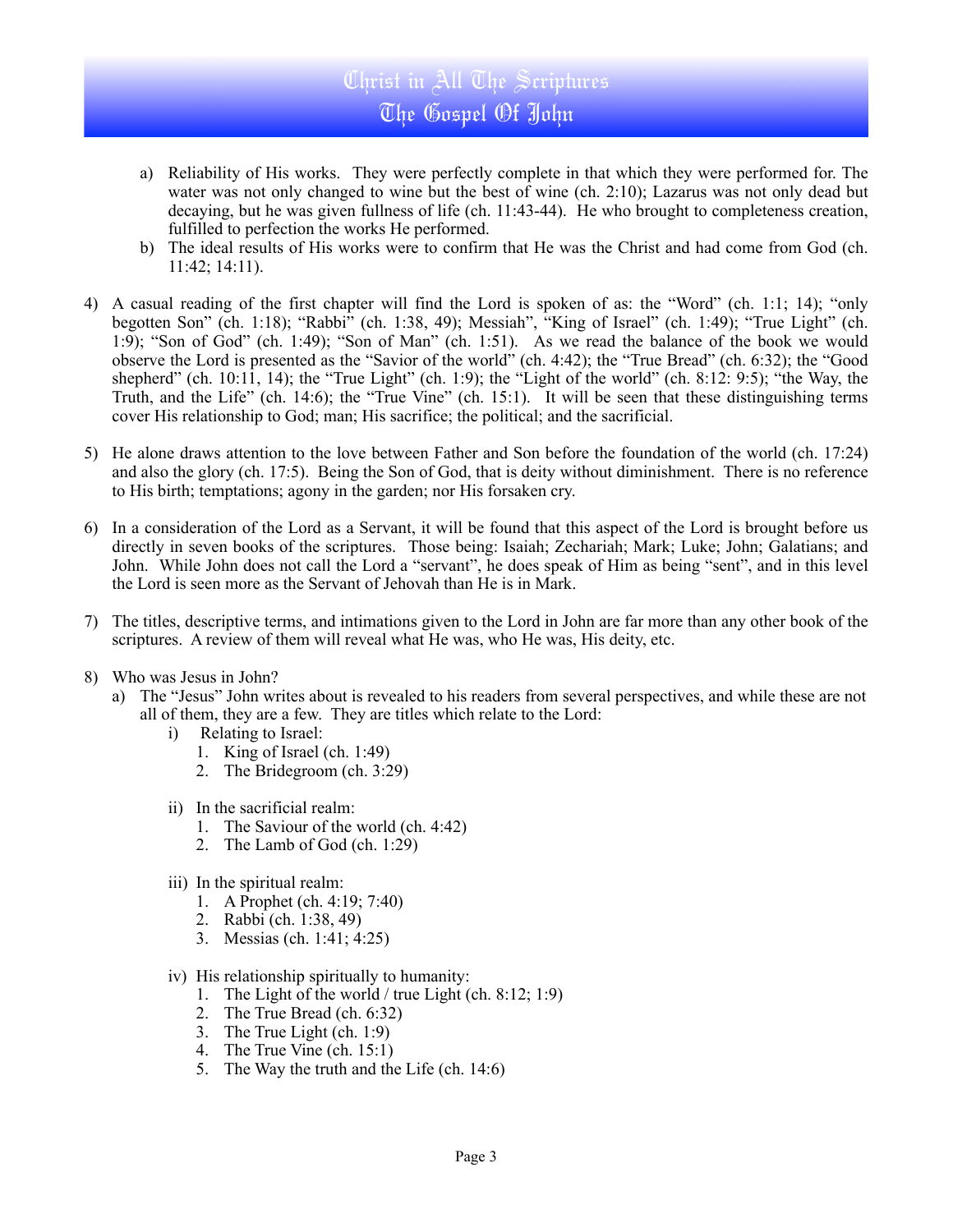a) Reliability of His works. They were perfectly complete in that which they were performed for. The water was not only changed to wine but the best of wine (ch. 2:10); Lazarus was not only dead but decaying, but he was given fullness of life (ch. 11:43-44). He who brought to completeness creation, fulfilled to perfection the works He performed.
b) The ideal results of His works were to confirm that He was the Christ and had come from God (ch. 11:42; 14:11).

4) A casual reading of the first chapter will find the Lord is spoken of as: the "Word" (ch. 1:1; 14); "only begotten Son" (ch. 1:18); "Rabbi" (ch. 1:38, 49); Messiah", "King of Israel" (ch. 1:49); "True Light" (ch. 1:9); "Son of God" (ch. 1:49); "Son of Man" (ch. 1:51). As we read the balance of the book we would observe the Lord is presented as the "Savior of the world" (ch. 4:42); the "True Bread" (ch. 6:32); the "Good shepherd" (ch. 10:11, 14); the "True Light" (ch. 1:9); the "Light of the world" (ch. 8:12: 9:5); "the Way, the Truth, and the Life" (ch. 14:6); the "True Vine" (ch. 15:1). It will be seen that these distinguishing terms cover His relationship to God; man; His sacrifice; the political; and the sacrificial.

5) He alone draws attention to the love between Father and Son before the foundation of the world (ch. 17:24) and also the glory (ch. 17:5). Being the Son of God, that is deity without diminishment. There is no reference to His birth; temptations; agony in the garden; nor His forsaken cry.

6) In a consideration of the Lord as a Servant, it will be found that this aspect of the Lord is brought before us directly in seven books of the scriptures. Those being: Isaiah; Zechariah; Mark; Luke; John; Galatians; and John. While John does not call the Lord a "servant", he does speak of Him as being "sent", and in this level the Lord is seen more as the Servant of Jehovah than He is in Mark.

7) The titles, descriptive terms, and intimations given to the Lord in John are far more than any other book of the scriptures. A review of them will reveal what He was, who He was, His deity, etc.

8) Who was Jesus in John?
   a) The "Jesus" John writes about is revealed to his readers from several perspectives, and while these are not all of them, they are a few. They are titles which relate to the Lord:
      i) Relating to Israel:
         1. King of Israel (ch. 1:49)
         2. The Bridegroom (ch. 3:29)

      ii) In the sacrificial realm:
         1. The Saviour of the world (ch. 4:42)
         2. The Lamb of God (ch. 1:29)

      iii) In the spiritual realm:
         1. A Prophet (ch. 4:19; 7:40)
         2. Rabbi (ch. 1:38, 49)
         3. Messias (ch. 1:41; 4:25)

      iv) His relationship spiritually to humanity:
         1. The Light of the world / true Light (ch. 8:12; 1:9)
         2. The True Bread (ch. 6:32)
         3. The True Light (ch. 1:9)
         4. The True Vine (ch. 15:1)
         5. The Way the truth and the Life (ch. 14:6)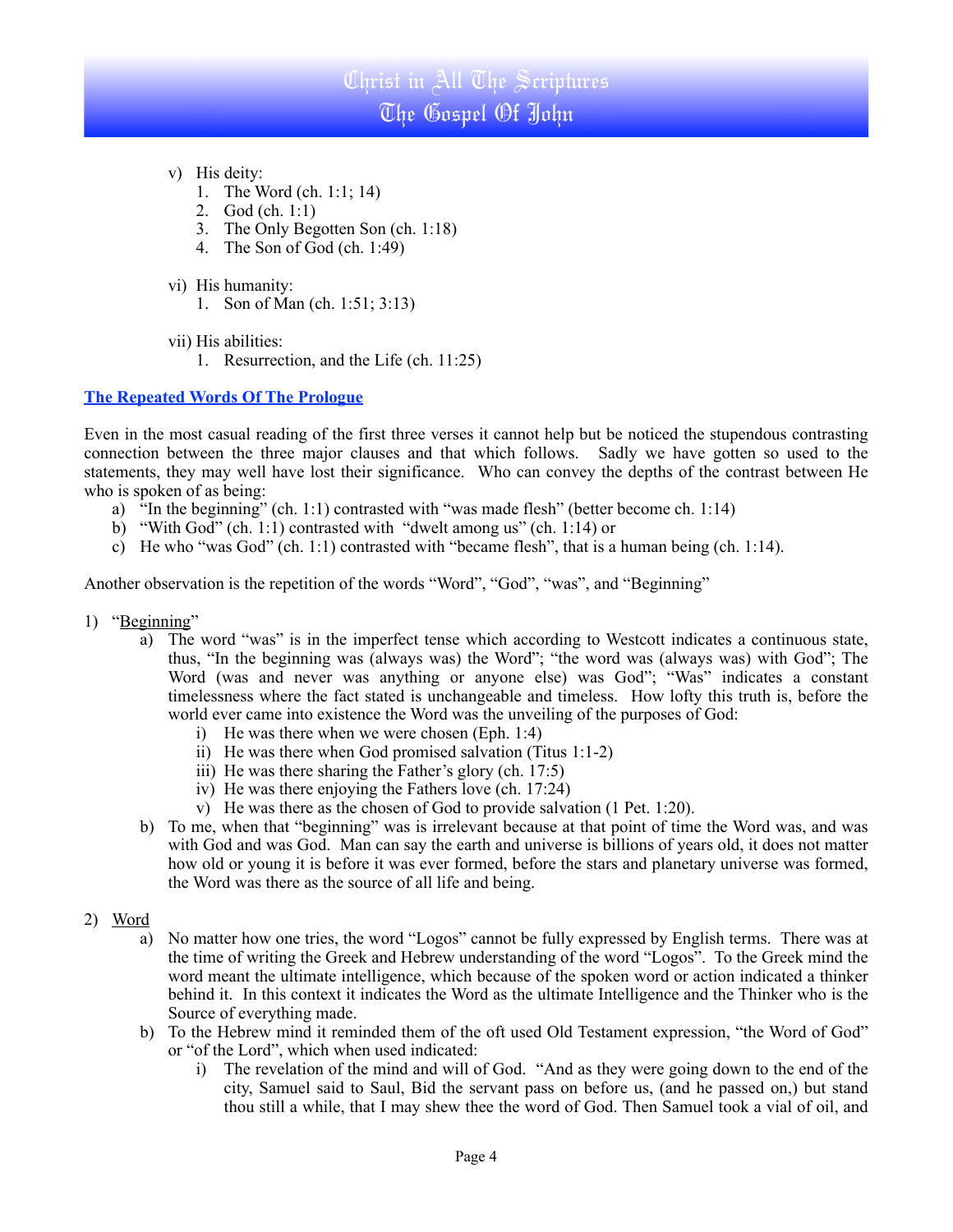v) His deity:
   1. The Word (ch. 1:1; 14)
   2. God (ch. 1:1)
   3. The Only Begotten Son (ch. 1:18)
   4. The Son of God (ch. 1:49)

vi) His humanity:
   1. Son of Man (ch. 1:51; 3:13)

vii) His abilities:
   1. Resurrection, and the Life (ch. 11:25)

## The Repeated Words Of The Prologue

Even in the most casual reading of the first three verses it cannot help but be noticed the stupendous contrasting connection between the three major clauses and that which follows. Sadly we have gotten so used to the statements, they may well have lost their significance. Who can convey the depths of the contrast between He who is spoken of as being:

a) "In the beginning" (ch. 1:1) contrasted with "was made flesh" (better become ch. 1:14)
b) "With God" (ch. 1:1) contrasted with "dwelt among us" (ch. 1:14) or
c) He who "was God" (ch. 1:1) contrasted with "became flesh", that is a human being (ch. 1:14).

Another observation is the repetition of the words "Word", "God", "was", and "Beginning"

1) "Beginning"
   a) The word "was" is in the imperfect tense which according to Westcott indicates a continuous state, thus, "In the beginning was (always was) the Word"; "the word was (always was) with God"; The Word (was and never was anything or anyone else) was God"; "Was" indicates a constant timelessness where the fact stated is unchangeable and timeless. How lofty this truth is, before the world ever came into existence the Word was the unveiling of the purposes of God:
      i) He was there when we were chosen (Eph. 1:4)
      ii) He was there when God promised salvation (Titus 1:1-2)
      iii) He was there sharing the Father's glory (ch. 17:5)
      iv) He was there enjoying the Fathers love (ch. 17:24)
      v) He was there as the chosen of God to provide salvation (1 Pet. 1:20).
   b) To me, when that "beginning" was is irrelevant because at that point of time the Word was, and was with God and was God. Man can say the earth and universe is billions of years old, it does not matter how old or young it is before it was ever formed, before the stars and planetary universe was formed, the Word was there as the source of all life and being.

2) Word
   a) No matter how one tries, the word "Logos" cannot be fully expressed by English terms. There was at the time of writing the Greek and Hebrew understanding of the word "Logos". To the Greek mind the word meant the ultimate intelligence, which because of the spoken word or action indicated a thinker behind it. In this context it indicates the Word as the ultimate Intelligence and the Thinker who is the Source of everything made.
   b) To the Hebrew mind it reminded them of the oft used Old Testament expression, "the Word of God" or "of the Lord", which when used indicated:
      i) The revelation of the mind and will of God. "And as they were going down to the end of the city, Samuel said to Saul, Bid the servant pass on before us, (and he passed on,) but stand thou still a while, that I may shew thee the word of God. Then Samuel took a vial of oil, and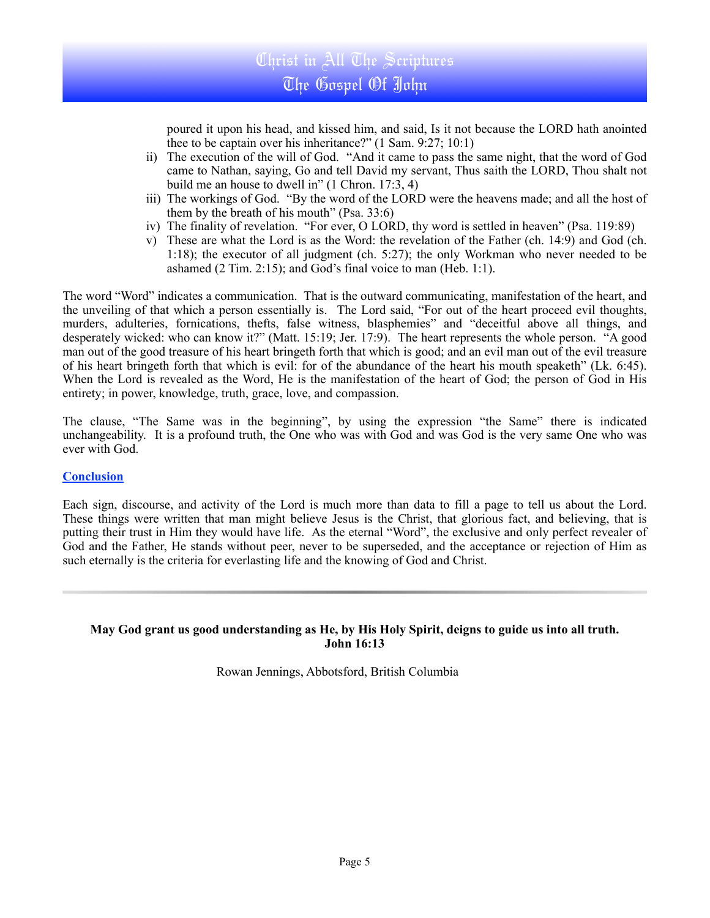poured it upon his head, and kissed him, and said, Is it not because the LORD hath anointed thee to be captain over his inheritance?" (1 Sam. 9:27; 10:1)

ii) The execution of the will of God. "And it came to pass the same night, that the word of God came to Nathan, saying, Go and tell David my servant, Thus saith the LORD, Thou shalt not build me an house to dwell in" (1 Chron. 17:3, 4)

iii) The workings of God. "By the word of the LORD were the heavens made; and all the host of them by the breath of his mouth" (Psa. 33:6)

iv) The finality of revelation. "For ever, O LORD, thy word is settled in heaven" (Psa. 119:89)

v) These are what the Lord is as the Word: the revelation of the Father (ch. 14:9) and God (ch. 1:18); the executor of all judgment (ch. 5:27); the only Workman who never needed to be ashamed (2 Tim. 2:15); and God's final voice to man (Heb. 1:1).

The word "Word" indicates a communication. That is the outward communicating, manifestation of the heart, and the unveiling of that which a person essentially is. The Lord said, "For out of the heart proceed evil thoughts, murders, adulteries, fornications, thefts, false witness, blasphemies" and "deceitful above all things, and desperately wicked: who can know it?" (Matt. 15:19; Jer. 17:9). The heart represents the whole person. "A good man out of the good treasure of his heart bringeth forth that which is good; and an evil man out of the evil treasure of his heart bringeth forth that which is evil: for of the abundance of the heart his mouth speaketh" (Lk. 6:45). When the Lord is revealed as the Word, He is the manifestation of the heart of God; the person of God in His entirety; in power, knowledge, truth, grace, love, and compassion.

The clause, "The Same was in the beginning", by using the expression "the Same" there is indicated unchangeability. It is a profound truth, the One who was with God and was God is the very same One who was ever with God.

## Conclusion

Each sign, discourse, and activity of the Lord is much more than data to fill a page to tell us about the Lord. These things were written that man might believe Jesus is the Christ, that glorious fact, and believing, that is putting their trust in Him they would have life. As the eternal "Word", the exclusive and only perfect revealer of God and the Father, He stands without peer, never to be superseded, and the acceptance or rejection of Him as such eternally is the criteria for everlasting life and the knowing of God and Christ.

---

**May God grant us good understanding as He, by His Holy Spirit, deigns to guide us into all truth. John 16:13**

Rowan Jennings, Abbotsford, British Columbia